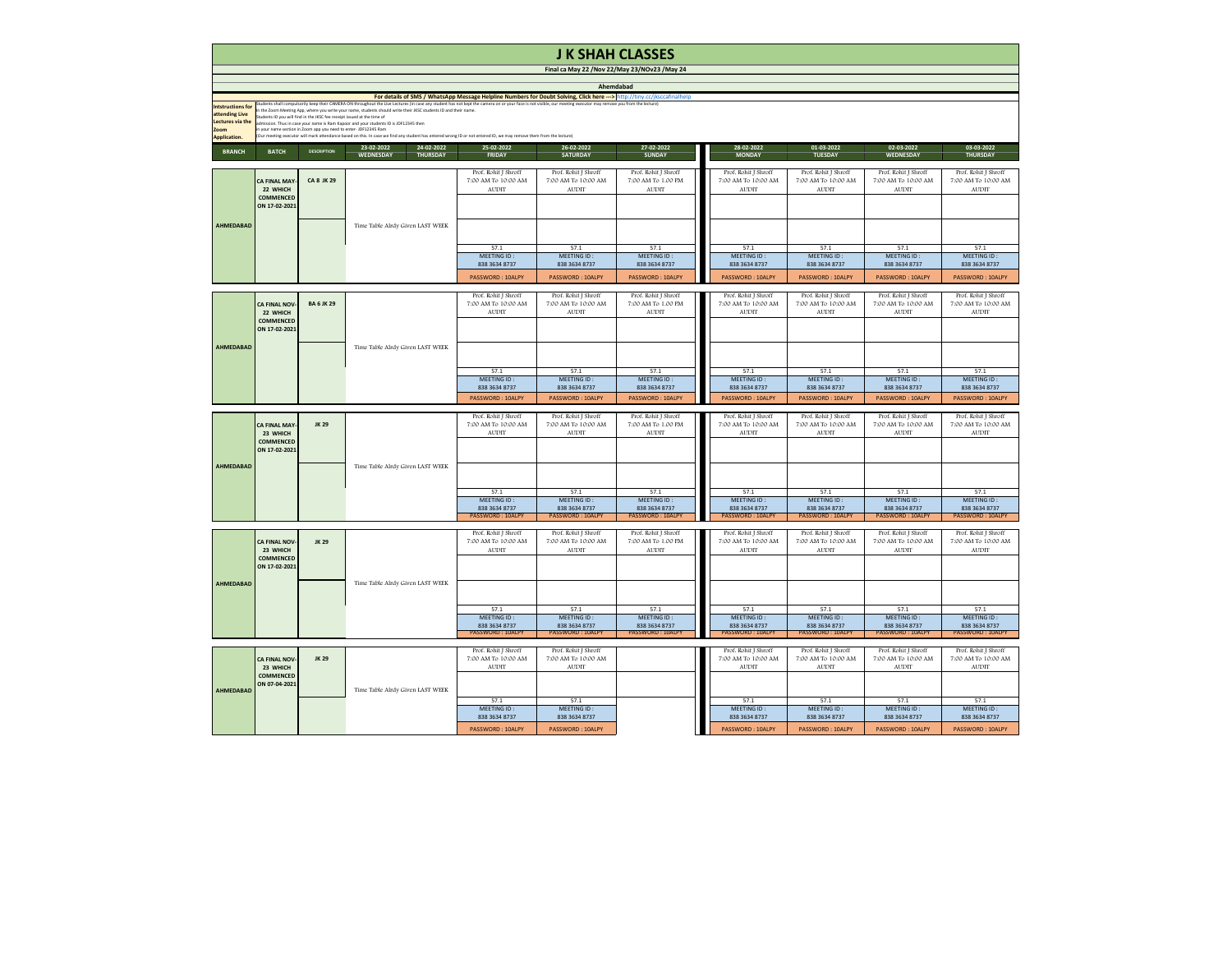# J K SHAH CLASSES

**Final ca May 22 /Nov 22/May 23/NOv23 /May 24**

**Ahemdabad**

**For details of SMS / WhatsApp Message Helpline Numbers for Doubt Solving, Click here ---> http://tiny.cc/jksccafinalhelp**

**Intstructions for attending Live Lectures via the Zoom Application.**

Students shall compulsorily keep their CAMERA ON throughout the Live Lectures (in case any student has not kept the camera on or your face is not visible, our meeting executor may remove you from the lecture)
In the Zoom Meeting App, where you write your name, students should write their JKSC students ID and their name.
Students ID you will find in the JKSC fee receipt issued at the time of admission. Thus in case your name is Ram Kapoor and your students ID is JDF12345 then in your name section in Zoom app you need to enter- JDF12345 Ram
(Our meeting executor will mark attendance based on this. In case we find any student has entered wrong ID or not entered ID, we may remove them from the lecture)

| BRANCH | BATCH | DESCRIPTION | 23-02-2022 WEDNESDAY | 24-02-2022 THURSDAY | 25-02-2022 FRIDAY | 26-02-2022 SATURDAY | 27-02-2022 SUNDAY | 28-02-2022 MONDAY | 01-03-2022 TUESDAY | 02-03-2022 WEDNESDAY | 03-03-2022 THURSDAY |
|---|---|---|---|---|---|---|---|---|---|---|---|
| AHMEDABAD | CA FINAL MAY-22 WHICH COMMENCED ON 17-02-2021 | CA 8 JK 29 | Time Table Alrdy Given LAST WEEK | | Prof. Rohit J Shroff 7:00 AM To 10:00 AM AUDIT | Prof. Rohit J Shroff 7:00 AM To 10:00 AM AUDIT | Prof. Rohit J Shroff 7:00 AM To 1:00 PM AUDIT | Prof. Rohit J Shroff 7:00 AM To 10:00 AM AUDIT | Prof. Rohit J Shroff 7:00 AM To 10:00 AM AUDIT | Prof. Rohit J Shroff 7:00 AM To 10:00 AM AUDIT | Prof. Rohit J Shroff 7:00 AM To 10:00 AM AUDIT |
| | | | | | 57.1 MEETING ID : 838 3634 8737 PASSWORD : 10ALPY | 57.1 MEETING ID : 838 3634 8737 PASSWORD : 10ALPY | 57.1 MEETING ID : 838 3634 8737 PASSWORD : 10ALPY | 57.1 MEETING ID : 838 3634 8737 PASSWORD : 10ALPY | 57.1 MEETING ID : 838 3634 8737 PASSWORD : 10ALPY | 57.1 MEETING ID : 838 3634 8737 PASSWORD : 10ALPY | 57.1 MEETING ID : 838 3634 8737 PASSWORD : 10ALPY |
| AHMEDABAD | CA FINAL NOV-22 WHICH COMMENCED ON 17-02-2021 | BA 6 JK 29 | Time Table Alrdy Given LAST WEEK | | Prof. Rohit J Shroff 7:00 AM To 10:00 AM AUDIT | Prof. Rohit J Shroff 7:00 AM To 10:00 AM AUDIT | Prof. Rohit J Shroff 7:00 AM To 1:00 PM AUDIT | Prof. Rohit J Shroff 7:00 AM To 10:00 AM AUDIT | Prof. Rohit J Shroff 7:00 AM To 10:00 AM AUDIT | Prof. Rohit J Shroff 7:00 AM To 10:00 AM AUDIT | Prof. Rohit J Shroff 7:00 AM To 10:00 AM AUDIT |
| | | | | | 57.1 MEETING ID : 838 3634 8737 PASSWORD : 10ALPY | 57.1 MEETING ID : 838 3634 8737 PASSWORD : 10ALPY | 57.1 MEETING ID : 838 3634 8737 PASSWORD : 10ALPY | 57.1 MEETING ID : 838 3634 8737 PASSWORD : 10ALPY | 57.1 MEETING ID : 838 3634 8737 PASSWORD : 10ALPY | 57.1 MEETING ID : 838 3634 8737 PASSWORD : 10ALPY | 57.1 MEETING ID : 838 3634 8737 PASSWORD : 10ALPY |
| AHMEDABAD | CA FINAL MAY-23 WHICH COMMENCED ON 17-02-2021 | JK 29 | Time Table Alrdy Given LAST WEEK | | Prof. Rohit J Shroff 7:00 AM To 10:00 AM AUDIT | Prof. Rohit J Shroff 7:00 AM To 10:00 AM AUDIT | Prof. Rohit J Shroff 7:00 AM To 1:00 PM AUDIT | Prof. Rohit J Shroff 7:00 AM To 10:00 AM AUDIT | Prof. Rohit J Shroff 7:00 AM To 10:00 AM AUDIT | Prof. Rohit J Shroff 7:00 AM To 10:00 AM AUDIT | Prof. Rohit J Shroff 7:00 AM To 10:00 AM AUDIT |
| | | | | | 57.1 MEETING ID : 838 3634 8737 PASSWORD : 10ALPY | 57.1 MEETING ID : 838 3634 8737 PASSWORD : 10ALPY | 57.1 MEETING ID : 838 3634 8737 PASSWORD : 10ALPY | 57.1 MEETING ID : 838 3634 8737 PASSWORD : 10ALPY | 57.1 MEETING ID : 838 3634 8737 PASSWORD : 10ALPY | 57.1 MEETING ID : 838 3634 8737 PASSWORD : 10ALPY | 57.1 MEETING ID : 838 3634 8737 PASSWORD : 10ALPY |
| AHMEDABAD | CA FINAL NOV-23 WHICH COMMENCED ON 17-02-2021 | JK 29 | Time Table Alrdy Given LAST WEEK | | Prof. Rohit J Shroff 7:00 AM To 10:00 AM AUDIT | Prof. Rohit J Shroff 7:00 AM To 10:00 AM AUDIT | Prof. Rohit J Shroff 7:00 AM To 1:00 PM AUDIT | Prof. Rohit J Shroff 7:00 AM To 10:00 AM AUDIT | Prof. Rohit J Shroff 7:00 AM To 10:00 AM AUDIT | Prof. Rohit J Shroff 7:00 AM To 10:00 AM AUDIT | Prof. Rohit J Shroff 7:00 AM To 10:00 AM AUDIT |
| | | | | | 57.1 MEETING ID : 838 3634 8737 PASSWORD : 10ALPY | 57.1 MEETING ID : 838 3634 8737 PASSWORD : 10ALPY | 57.1 MEETING ID : 838 3634 8737 PASSWORD : 10ALPY | 57.1 MEETING ID : 838 3634 8737 PASSWORD : 10ALPY | 57.1 MEETING ID : 838 3634 8737 PASSWORD : 10ALPY | 57.1 MEETING ID : 838 3634 8737 PASSWORD : 10ALPY | 57.1 MEETING ID : 838 3634 8737 PASSWORD : 10ALPY |
| AHMEDABAD | CA FINAL NOV-23 WHICH COMMENCED ON 07-04-2021 | JK 29 | Time Table Alrdy Given LAST WEEK | | Prof. Rohit J Shroff 7:00 AM To 10:00 AM AUDIT | Prof. Rohit J Shroff 7:00 AM To 10:00 AM AUDIT | | Prof. Rohit J Shroff 7:00 AM To 10:00 AM AUDIT | Prof. Rohit J Shroff 7:00 AM To 10:00 AM AUDIT | Prof. Rohit J Shroff 7:00 AM To 10:00 AM AUDIT | Prof. Rohit J Shroff 7:00 AM To 10:00 AM AUDIT |
| | | | | | 57.1 MEETING ID : 838 3634 8737 PASSWORD : 10ALPY | 57.1 MEETING ID : 838 3634 8737 PASSWORD : 10ALPY | | 57.1 MEETING ID : 838 3634 8737 PASSWORD : 10ALPY | 57.1 MEETING ID : 838 3634 8737 PASSWORD : 10ALPY | 57.1 MEETING ID : 838 3634 8737 PASSWORD : 10ALPY | 57.1 MEETING ID : 838 3634 8737 PASSWORD : 10ALPY |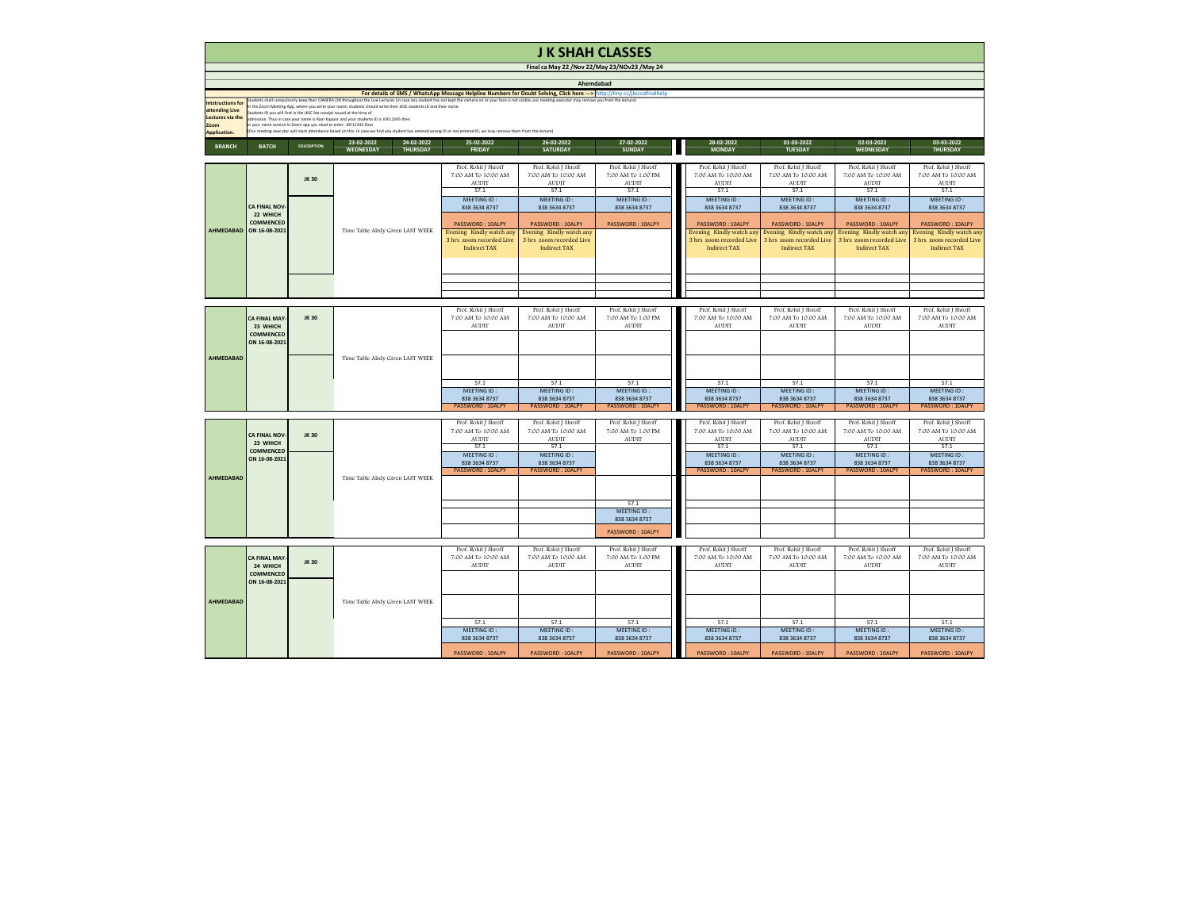# J K SHAH CLASSES

**Final ca May 22 /Nov 22/May 23/NOv23 /May 24**

**Ahemdabad**

**For details of SMS / WhatsApp Message Helpline Numbers for Doubt Solving, Click here ---> http://tiny.cc/jksccafinalhelp**

**Intstructions for attending Live Lectures via the Zoom Application.**

Students shall compulsorily keep their CAMERA ON throughout the Live Lectures (in case any student has not kept the camera on or your face is not visible, our meeting executor may remove you from the lecture)
In the Zoom Meeting App, where you write your name, students should write their JKSC students ID and their name.
Students ID you will find in the JKSC fee receipt issued at the time of admission. Thus in case your name is Ram Kapoor and your students ID is JDF12345 then in your name section in Zoom app you need to enter- JDF12345 Ram
(Our meeting executor will mark attendance based on this. In case we find any student has entered wrong ID or not entered ID, we may remove them from the lecture)

| BRANCH | BATCH | DESCRIPTION | 23-02-2022 WEDNESDAY | 24-02-2022 THURSDAY | 25-02-2022 FRIDAY | 26-02-2022 SATURDAY | 27-02-2022 SUNDAY | 28-02-2022 MONDAY | 01-03-2022 TUESDAY | 02-03-2022 WEDNESDAY | 03-03-2022 THURSDAY |
|---|---|---|---|---|---|---|---|---|---|---|---|
| AHMEDABAD | CA FINAL NOV-22 WHICH COMMENCED ON 16-08-2021 | JK 30 | Time Table Alrdy Given LAST WEEK | | Prof. Rohit J Shroff 7:00 AM To 10:00 AM AUDIT 57.1 MEETING ID : 838 3634 8737 PASSWORD : 10ALPY | Prof. Rohit J Shroff 7:00 AM To 10:00 AM AUDIT 57.1 MEETING ID : 838 3634 8737 PASSWORD : 10ALPY | Prof. Rohit J Shroff 7:00 AM To 1:00 PM AUDIT 57.1 MEETING ID : 838 3634 8737 PASSWORD : 10ALPY | Prof. Rohit J Shroff 7:00 AM To 10:00 AM AUDIT 57.1 MEETING ID : 838 3634 8737 PASSWORD : 10ALPY | Prof. Rohit J Shroff 7:00 AM To 10:00 AM AUDIT 57.1 MEETING ID : 838 3634 8737 PASSWORD : 10ALPY | Prof. Rohit J Shroff 7:00 AM To 10:00 AM AUDIT 57.1 MEETING ID : 838 3634 8737 PASSWORD : 10ALPY | Prof. Rohit J Shroff 7:00 AM To 10:00 AM AUDIT 57.1 MEETING ID : 838 3634 8737 PASSWORD : 10ALPY |
| | | | | | Evening Kindly watch any 3 hrs zoom recorded Live Indirect TAX | Evening Kindly watch any 3 hrs zoom recorded Live Indirect TAX | | Evening Kindly watch any 3 hrs zoom recorded Live Indirect TAX | Evening Kindly watch any 3 hrs zoom recorded Live Indirect TAX | Evening Kindly watch any 3 hrs zoom recorded Live Indirect TAX | Evening Kindly watch any 3 hrs zoom recorded Live Indirect TAX |
| AHMEDABAD | CA FINAL MAY-23 WHICH COMMENCED ON 16-08-2021 | JK 30 | Time Table Alrdy Given LAST WEEK | | Prof. Rohit J Shroff 7:00 AM To 10:00 AM AUDIT 57.1 MEETING ID : 838 3634 8737 PASSWORD : 10ALPY | Prof. Rohit J Shroff 7:00 AM To 10:00 AM AUDIT 57.1 MEETING ID : 838 3634 8737 PASSWORD : 10ALPY | Prof. Rohit J Shroff 7:00 AM To 1:00 PM AUDIT 57.1 MEETING ID : 838 3634 8737 PASSWORD : 10ALPY | Prof. Rohit J Shroff 7:00 AM To 10:00 AM AUDIT 57.1 MEETING ID : 838 3634 8737 PASSWORD : 10ALPY | Prof. Rohit J Shroff 7:00 AM To 10:00 AM AUDIT 57.1 MEETING ID : 838 3634 8737 PASSWORD : 10ALPY | Prof. Rohit J Shroff 7:00 AM To 10:00 AM AUDIT 57.1 MEETING ID : 838 3634 8737 PASSWORD : 10ALPY | Prof. Rohit J Shroff 7:00 AM To 10:00 AM AUDIT 57.1 MEETING ID : 838 3634 8737 PASSWORD : 10ALPY |
| AHMEDABAD | CA FINAL NOV-23 WHICH COMMENCED ON 16-08-2021 | JK 30 | Time Table Alrdy Given LAST WEEK | | Prof. Rohit J Shroff 7:00 AM To 10:00 AM AUDIT 57.1 MEETING ID : 838 3634 8737 PASSWORD : 10ALPY | Prof. Rohit J Shroff 7:00 AM To 10:00 AM AUDIT 57.1 MEETING ID : 838 3634 8737 PASSWORD : 10ALPY | Prof. Rohit J Shroff 7:00 AM To 1:00 PM AUDIT 57.1 MEETING ID : 838 3634 8737 PASSWORD : 10ALPY | Prof. Rohit J Shroff 7:00 AM To 10:00 AM AUDIT 57.1 MEETING ID : 838 3634 8737 PASSWORD : 10ALPY | Prof. Rohit J Shroff 7:00 AM To 10:00 AM AUDIT 57.1 MEETING ID : 838 3634 8737 PASSWORD : 10ALPY | Prof. Rohit J Shroff 7:00 AM To 10:00 AM AUDIT 57.1 MEETING ID : 838 3634 8737 PASSWORD : 10ALPY | Prof. Rohit J Shroff 7:00 AM To 10:00 AM AUDIT 57.1 MEETING ID : 838 3634 8737 PASSWORD : 10ALPY |
| AHMEDABAD | CA FINAL MAY-24 WHICH COMMENCED ON 16-08-2021 | JK 30 | Time Table Alrdy Given LAST WEEK | | Prof. Rohit J Shroff 7:00 AM To 10:00 AM AUDIT 57.1 MEETING ID : 838 3634 8737 PASSWORD : 10ALPY | Prof. Rohit J Shroff 7:00 AM To 10:00 AM AUDIT 57.1 MEETING ID : 838 3634 8737 PASSWORD : 10ALPY | Prof. Rohit J Shroff 7:00 AM To 1:00 PM AUDIT 57.1 MEETING ID : 838 3634 8737 PASSWORD : 10ALPY | Prof. Rohit J Shroff 7:00 AM To 10:00 AM AUDIT 57.1 MEETING ID : 838 3634 8737 PASSWORD : 10ALPY | Prof. Rohit J Shroff 7:00 AM To 10:00 AM AUDIT 57.1 MEETING ID : 838 3634 8737 PASSWORD : 10ALPY | Prof. Rohit J Shroff 7:00 AM To 10:00 AM AUDIT 57.1 MEETING ID : 838 3634 8737 PASSWORD : 10ALPY | Prof. Rohit J Shroff 7:00 AM To 10:00 AM AUDIT 57.1 MEETING ID : 838 3634 8737 PASSWORD : 10ALPY |